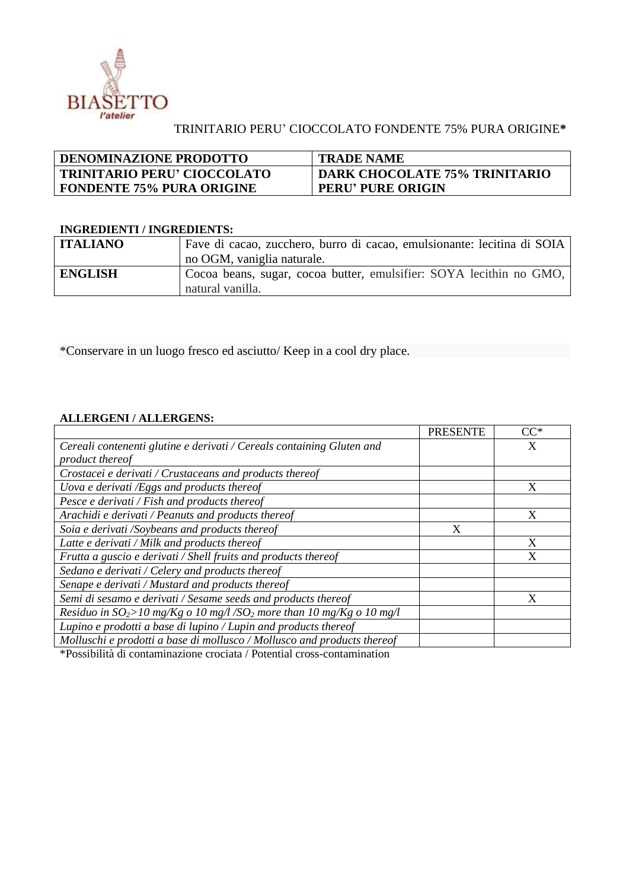BIASETTO l'atelier

TRINITARIO PERU' CIOCCOLATO FONDENTE 75% PURA ORIGINE*

| DENOMINAZIONE PRODOTTO | TRADE NAME |
|---|---|
| **TRINITARIO PERU' CIOCCOLATO FONDENTE 75% PURA ORIGINE** | **DARK CHOCOLATE 75% TRINITARIO PERU' PURE ORIGIN** |

**INGREDIENTI / INGREDIENTS:**

| | |
|---|---|
| **ITALIANO** | Fave di cacao, zucchero, burro di cacao, emulsionante: lecitina di SOIA no OGM, vaniglia naturale. |
| **ENGLISH** | Cocoa beans, sugar, cocoa butter, emulsifier: SOYA lecithin no GMO, natural vanilla. |

*Conservare in un luogo fresco ed asciutto/ Keep in a cool dry place.

**ALLERGENI / ALLERGENS:**

| | PRESENTE | CC* |
|---|---|---|
| *Cereali contenenti glutine e derivati / Cereals containing Gluten and product thereof* | | X |
| *Crostacei e derivati / Crustaceans and products thereof* | | |
| *Uova e derivati /Eggs and products thereof* | | X |
| *Pesce e derivati / Fish and products thereof* | | |
| *Arachidi e derivati / Peanuts and products thereof* | | X |
| *Soia e derivati /Soybeans and products thereof* | X | |
| *Latte e derivati / Milk and products thereof* | | X |
| *Frutta a guscio e derivati / Shell fruits and products thereof* | | X |
| *Sedano e derivati / Celery and products thereof* | | |
| *Senape e derivati / Mustard and products thereof* | | |
| *Semi di sesamo e derivati / Sesame seeds and products thereof* | | X |
| *Residuo in $SO_2$>10 mg/Kg o 10 mg/l /$SO_2$ more than 10 mg/Kg o 10 mg/l* | | |
| *Lupino e prodotti a base di lupino / Lupin and products thereof* | | |
| *Molluschi e prodotti a base di mollusco / Mollusco and products thereof* | | |

*Possibilità di contaminazione crociata / Potential cross-contamination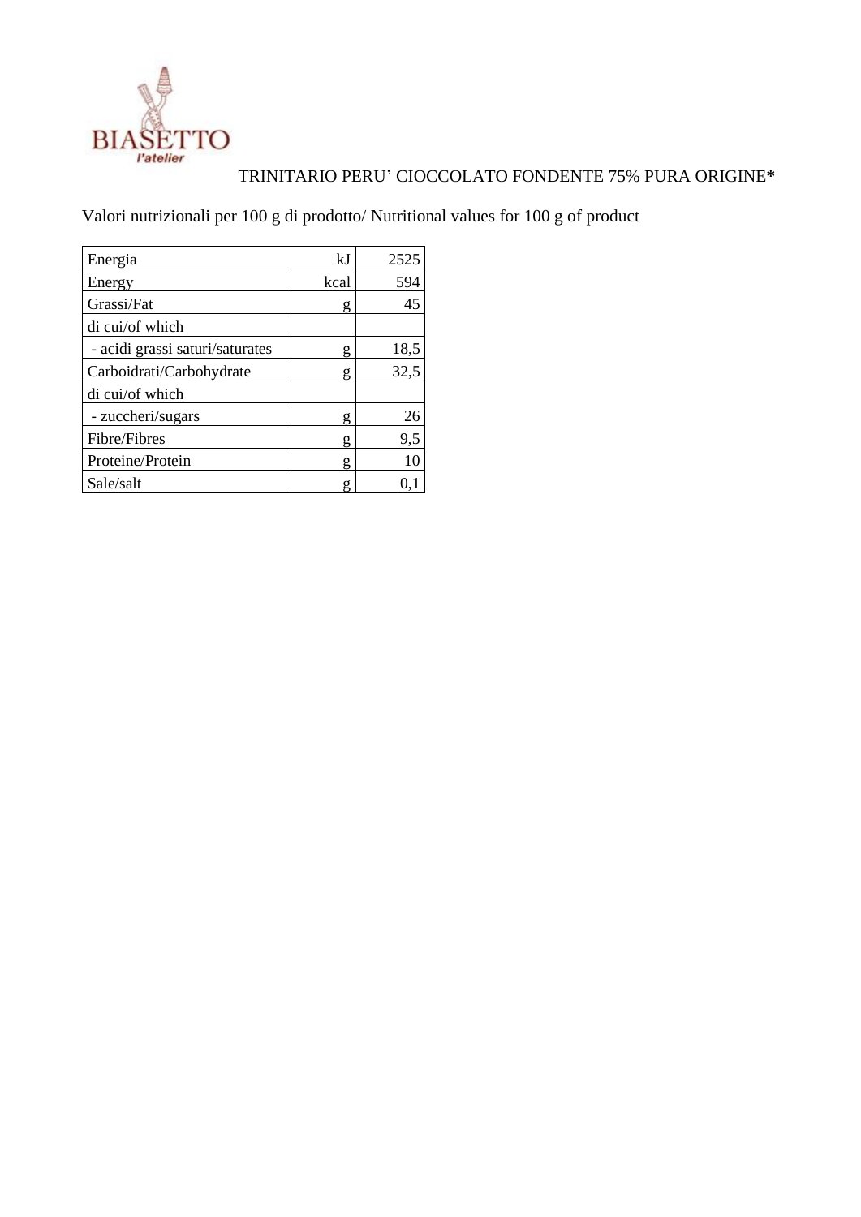BIASETTO
*l'atelier*

TRINITARIO PERU' CIOCCOLATO FONDENTE 75% PURA ORIGINE*

Valori nutrizionali per 100 g di prodotto/ Nutritional values for 100 g of product

| | | |
|---|---|---|
| Energia | kJ | 2525 |
| Energy | kcal | 594 |
| Grassi/Fat | g | 45 |
| di cui/of which | | |
| - acidi grassi saturi/saturates | g | 18,5 |
| Carboidrati/Carbohydrate | g | 32,5 |
| di cui/of which | | |
| - zuccheri/sugars | g | 26 |
| Fibre/Fibres | g | 9,5 |
| Proteine/Protein | g | 10 |
| Sale/salt | g | 0,1 |